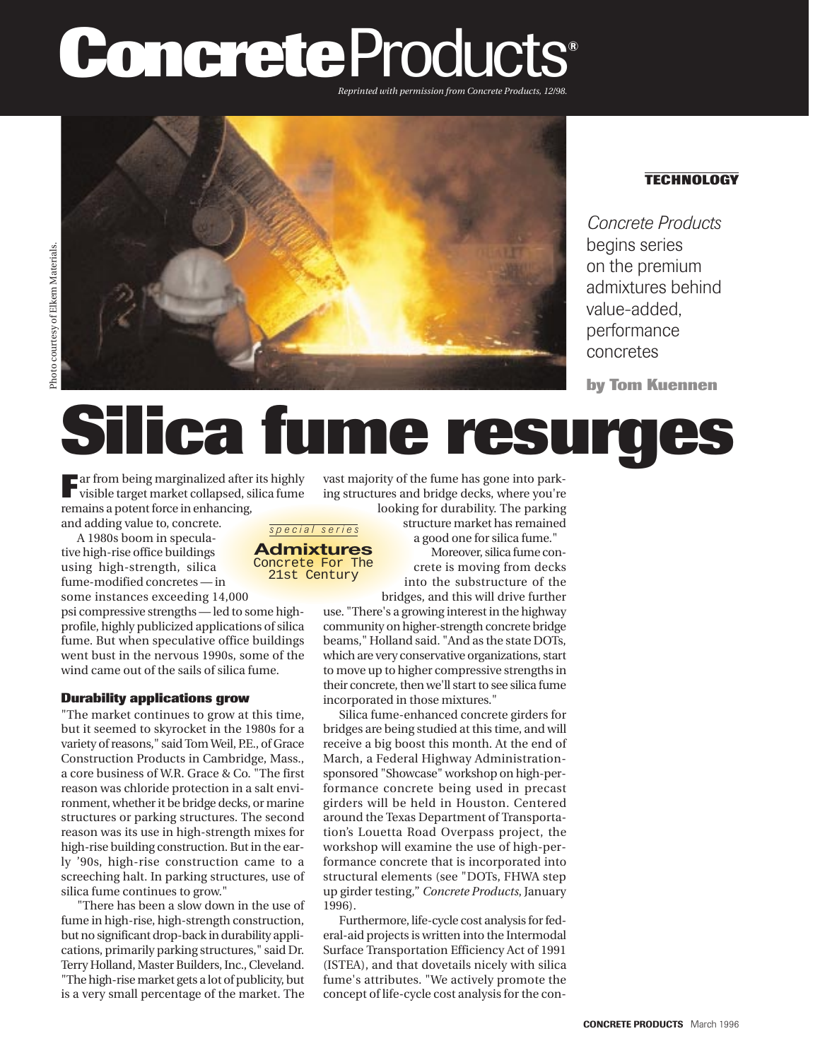Reprinted with permission from Concrete Products, 12/98.

Photo courtesy of Elkem Materials.

**TECHNOLOGY**

*Concrete Products* begins series on the premium admixtures behind value-added, performance concretes

**by Tom Kuennen**

# Silica fume resurges

*special series*

**Admixtures**
Concrete For The 21st Century

Far from being marginalized after its highly visible target market collapsed, silica fume remains a potent force in enhancing, and adding value to, concrete.

A 1980s boom in speculative high-rise office buildings using high-strength, silica fume-modified concretes — in some instances exceeding 14,000 psi compressive strengths — led to some high-profile, highly publicized applications of silica fume. But when speculative office buildings went bust in the nervous 1990s, some of the wind came out of the sails of silica fume.

### Durability applications grow

"The market continues to grow at this time, but it seemed to skyrocket in the 1980s for a variety of reasons," said Tom Weil, P.E., of Grace Construction Products in Cambridge, Mass., a core business of W.R. Grace & Co. "The first reason was chloride protection in a salt environment, whether it be bridge decks, or marine structures or parking structures. The second reason was its use in high-strength mixes for high-rise building construction. But in the early '90s, high-rise construction came to a screeching halt. In parking structures, use of silica fume continues to grow."

"There has been a slow down in the use of fume in high-rise, high-strength construction, but no significant drop-back in durability applications, primarily parking structures," said Dr. Terry Holland, Master Builders, Inc., Cleveland. "The high-rise market gets a lot of publicity, but is a very small percentage of the market. The vast majority of the fume has gone into parking structures and bridge decks, where you're looking for durability. The parking structure market has remained a good one for silica fume."

Moreover, silica fume concrete is moving from decks into the substructure of the bridges, and this will drive further use. "There's a growing interest in the highway community on higher-strength concrete bridge beams," Holland said. "And as the state DOTs, which are very conservative organizations, start to move up to higher compressive strengths in their concrete, then we'll start to see silica fume incorporated in those mixtures."

Silica fume-enhanced concrete girders for bridges are being studied at this time, and will receive a big boost this month. At the end of March, a Federal Highway Administration-sponsored "Showcase" workshop on high-performance concrete being used in precast girders will be held in Houston. Centered around the Texas Department of Transportation's Louetta Road Overpass project, the workshop will examine the use of high-performance concrete that is incorporated into structural elements (see "DOTs, FHWA step up girder testing," *Concrete Products*, January 1996).

Furthermore, life-cycle cost analysis for federal-aid projects is written into the Intermodal Surface Transportation Efficiency Act of 1991 (ISTEA), and that dovetails nicely with silica fume's attributes. "We actively promote the concept of life-cycle cost analysis for the con-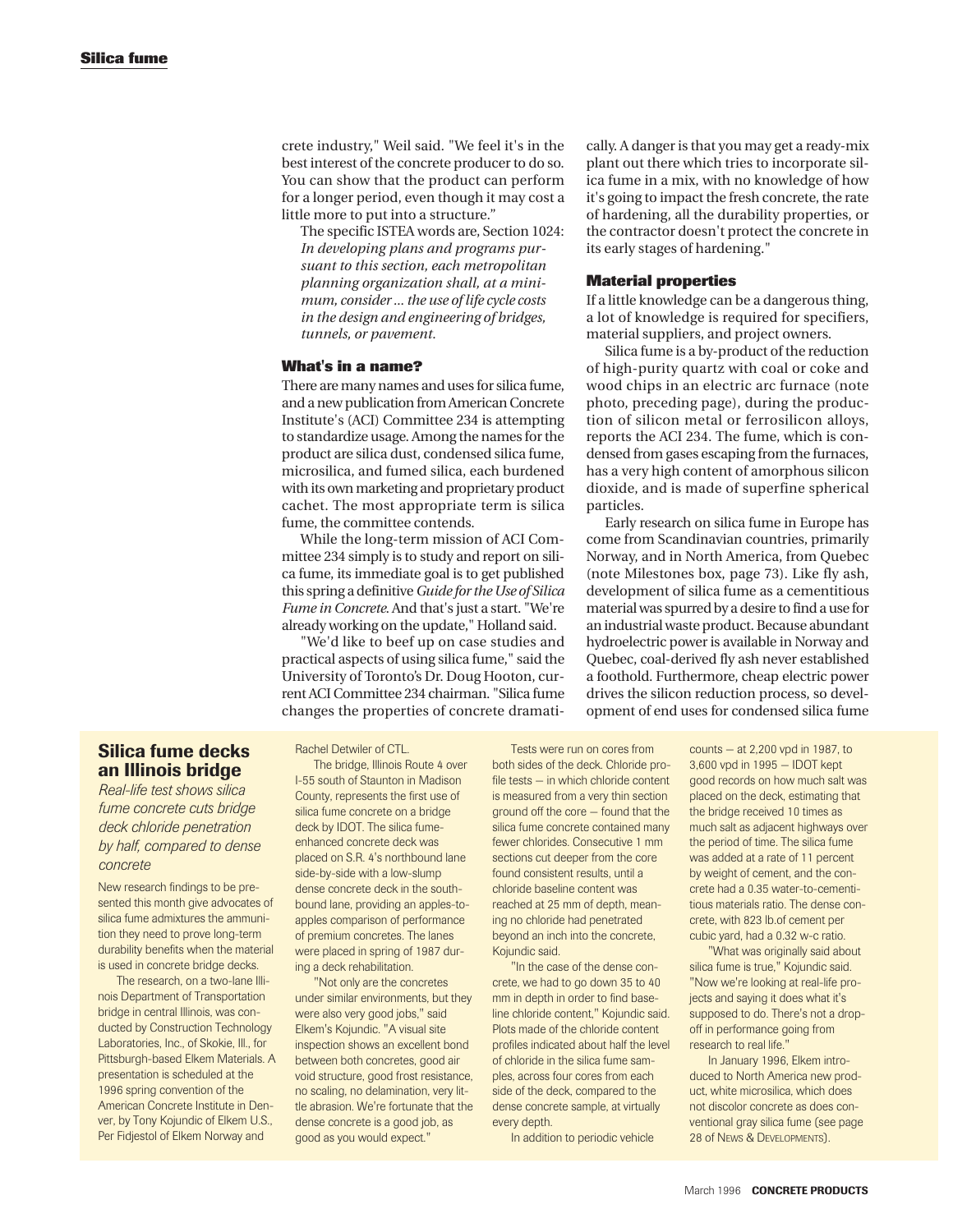crete industry," Weil said. "We feel it's in the best interest of the concrete producer to do so. You can show that the product can perform for a longer period, even though it may cost a little more to put into a structure."

The specific ISTEA words are, Section 1024: *In developing plans and programs pursuant to this section, each metropolitan planning organization shall, at a minimum, consider ... the use of life cycle costs in the design and engineering of bridges, tunnels, or pavement.*

### What's in a name?

There are many names and uses for silica fume, and a new publication from American Concrete Institute's (ACI) Committee 234 is attempting to standardize usage. Among the names for the product are silica dust, condensed silica fume, microsilica, and fumed silica, each burdened with its own marketing and proprietary product cachet. The most appropriate term is silica fume, the committee contends.

While the long-term mission of ACI Committee 234 simply is to study and report on silica fume, its immediate goal is to get published this spring a definitive *Guide for the Use of Silica Fume in Concrete*. And that's just a start. "We're already working on the update," Holland said.

"We'd like to beef up on case studies and practical aspects of using silica fume," said the University of Toronto's Dr. Doug Hooton, current ACI Committee 234 chairman. "Silica fume changes the properties of concrete dramatically. A danger is that you may get a ready-mix plant out there which tries to incorporate silica fume in a mix, with no knowledge of how it's going to impact the fresh concrete, the rate of hardening, all the durability properties, or the contractor doesn't protect the concrete in its early stages of hardening."

### Material properties

If a little knowledge can be a dangerous thing, a lot of knowledge is required for specifiers, material suppliers, and project owners.

Silica fume is a by-product of the reduction of high-purity quartz with coal or coke and wood chips in an electric arc furnace (note photo, preceding page), during the production of silicon metal or ferrosilicon alloys, reports the ACI 234. The fume, which is condensed from gases escaping from the furnaces, has a very high content of amorphous silicon dioxide, and is made of superfine spherical particles.

Early research on silica fume in Europe has come from Scandinavian countries, primarily Norway, and in North America, from Quebec (note Milestones box, page 73). Like fly ash, development of silica fume as a cementitious material was spurred by a desire to find a use for an industrial waste product. Because abundant hydroelectric power is available in Norway and Quebec, coal-derived fly ash never established a foothold. Furthermore, cheap electric power drives the silicon reduction process, so development of end uses for condensed silica fume

## Silica fume decks an Illinois bridge

*Real-life test shows silica fume concrete cuts bridge deck chloride penetration by half, compared to dense concrete*

New research findings to be presented this month give advocates of silica fume admixtures the ammunition they need to prove long-term durability benefits when the material is used in concrete bridge decks.

The research, on a two-lane Illinois Department of Transportation bridge in central Illinois, was conducted by Construction Technology Laboratories, Inc., of Skokie, Ill., for Pittsburgh-based Elkem Materials. A presentation is scheduled at the 1996 spring convention of the American Concrete Institute in Denver, by Tony Kojundic of Elkem U.S., Per Fidjestol of Elkem Norway and Rachel Detwiler of CTL.

The bridge, Illinois Route 4 over I-55 south of Staunton in Madison County, represents the first use of silica fume concrete on a bridge deck by IDOT. The silica fume-enhanced concrete deck was placed on S.R. 4's northbound lane side-by-side with a low-slump dense concrete deck in the southbound lane, providing an apples-to-apples comparison of performance of premium concretes. The lanes were placed in spring of 1987 during a deck rehabilitation.

"Not only are the concretes under similar environments, but they were also very good jobs," said Elkem's Kojundic. "A visual site inspection shows an excellent bond between both concretes, good air void structure, good frost resistance, no scaling, no delamination, very little abrasion. We're fortunate that the dense concrete is a good job, as good as you would expect."

Tests were run on cores from both sides of the deck. Chloride profile tests — in which chloride content is measured from a very thin section ground off the core — found that the silica fume concrete contained many fewer chlorides. Consecutive 1 mm sections cut deeper from the core found consistent results, until a chloride baseline content was reached at 25 mm of depth, meaning no chloride had penetrated beyond an inch into the concrete, Kojundic said.

"In the case of the dense concrete, we had to go down 35 to 40 mm in depth in order to find baseline chloride content," Kojundic said. Plots made of the chloride content profiles indicated about half the level of chloride in the silica fume samples, across four cores from each side of the deck, compared to the dense concrete sample, at virtually every depth.

In addition to periodic vehicle counts — at 2,200 vpd in 1987, to 3,600 vpd in 1995 — IDOT kept good records on how much salt was placed on the deck, estimating that the bridge received 10 times as much salt as adjacent highways over the period of time. The silica fume was added at a rate of 11 percent by weight of cement, and the concrete had a 0.35 water-to-cementitious materials ratio. The dense concrete, with 823 lb.of cement per cubic yard, had a 0.32 w-c ratio.

"What was originally said about silica fume is true," Kojundic said. "Now we're looking at real-life projects and saying it does what it's supposed to do. There's not a drop-off in performance going from research to real life."

In January 1996, Elkem introduced to North America new product, white microsilica, which does not discolor concrete as does conventional gray silica fume (see page 28 of NEWS & DEVELOPMENTS).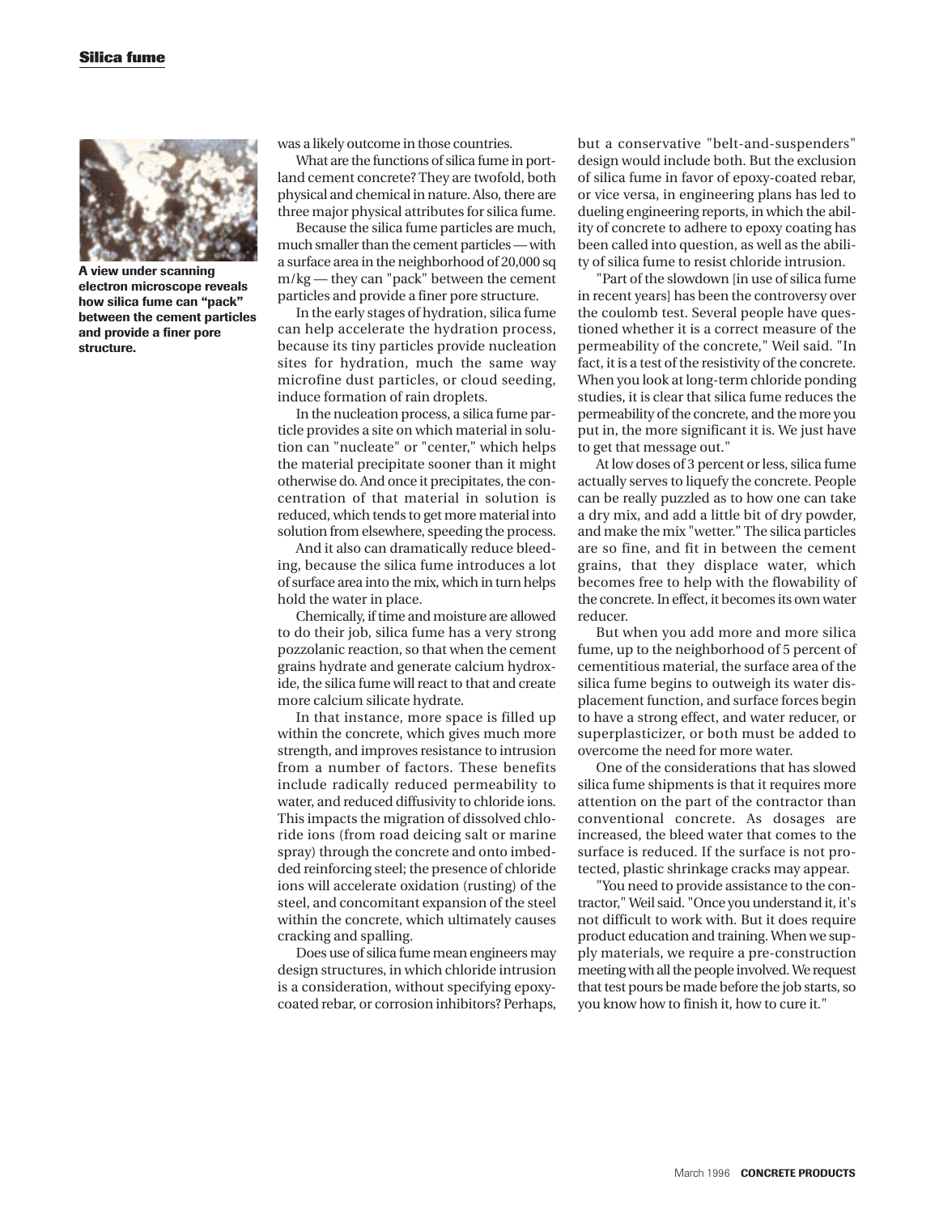A view under scanning electron microscope reveals how silica fume can "pack" between the cement particles and provide a finer pore structure.

was a likely outcome in those countries.

What are the functions of silica fume in portland cement concrete? They are twofold, both physical and chemical in nature. Also, there are three major physical attributes for silica fume.

Because the silica fume particles are much, much smaller than the cement particles — with a surface area in the neighborhood of 20,000 sq m/kg — they can "pack" between the cement particles and provide a finer pore structure.

In the early stages of hydration, silica fume can help accelerate the hydration process, because its tiny particles provide nucleation sites for hydration, much the same way microfine dust particles, or cloud seeding, induce formation of rain droplets.

In the nucleation process, a silica fume particle provides a site on which material in solution can "nucleate" or "center," which helps the material precipitate sooner than it might otherwise do. And once it precipitates, the concentration of that material in solution is reduced, which tends to get more material into solution from elsewhere, speeding the process.

And it also can dramatically reduce bleeding, because the silica fume introduces a lot of surface area into the mix, which in turn helps hold the water in place.

Chemically, if time and moisture are allowed to do their job, silica fume has a very strong pozzolanic reaction, so that when the cement grains hydrate and generate calcium hydroxide, the silica fume will react to that and create more calcium silicate hydrate.

In that instance, more space is filled up within the concrete, which gives much more strength, and improves resistance to intrusion from a number of factors. These benefits include radically reduced permeability to water, and reduced diffusivity to chloride ions. This impacts the migration of dissolved chloride ions (from road deicing salt or marine spray) through the concrete and onto imbedded reinforcing steel; the presence of chloride ions will accelerate oxidation (rusting) of the steel, and concomitant expansion of the steel within the concrete, which ultimately causes cracking and spalling.

Does use of silica fume mean engineers may design structures, in which chloride intrusion is a consideration, without specifying epoxy-coated rebar, or corrosion inhibitors? Perhaps, but a conservative "belt-and-suspenders" design would include both. But the exclusion of silica fume in favor of epoxy-coated rebar, or vice versa, in engineering plans has led to dueling engineering reports, in which the ability of concrete to adhere to epoxy coating has been called into question, as well as the ability of silica fume to resist chloride intrusion.

"Part of the slowdown [in use of silica fume in recent years] has been the controversy over the coulomb test. Several people have questioned whether it is a correct measure of the permeability of the concrete," Weil said. "In fact, it is a test of the resistivity of the concrete. When you look at long-term chloride ponding studies, it is clear that silica fume reduces the permeability of the concrete, and the more you put in, the more significant it is. We just have to get that message out."

At low doses of 3 percent or less, silica fume actually serves to liquefy the concrete. People can be really puzzled as to how one can take a dry mix, and add a little bit of dry powder, and make the mix "wetter." The silica particles are so fine, and fit in between the cement grains, that they displace water, which becomes free to help with the flowability of the concrete. In effect, it becomes its own water reducer.

But when you add more and more silica fume, up to the neighborhood of 5 percent of cementitious material, the surface area of the silica fume begins to outweigh its water displacement function, and surface forces begin to have a strong effect, and water reducer, or superplasticizer, or both must be added to overcome the need for more water.

One of the considerations that has slowed silica fume shipments is that it requires more attention on the part of the contractor than conventional concrete. As dosages are increased, the bleed water that comes to the surface is reduced. If the surface is not protected, plastic shrinkage cracks may appear.

"You need to provide assistance to the contractor," Weil said. "Once you understand it, it's not difficult to work with. But it does require product education and training. When we supply materials, we require a pre-construction meeting with all the people involved. We request that test pours be made before the job starts, so you know how to finish it, how to cure it."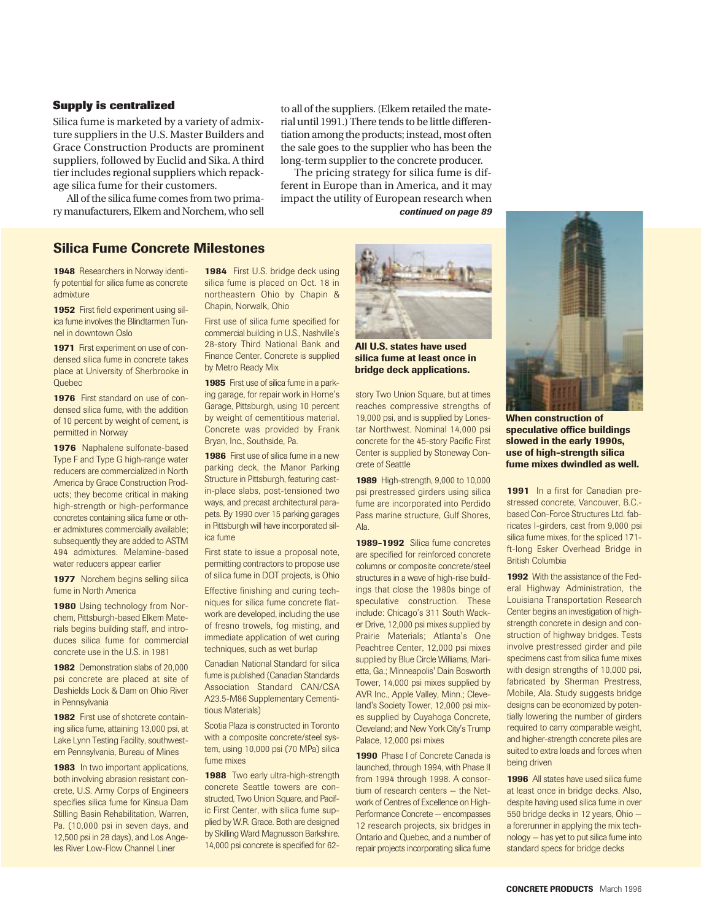### Supply is centralized

Silica fume is marketed by a variety of admixture suppliers in the U.S. Master Builders and Grace Construction Products are prominent suppliers, followed by Euclid and Sika. A third tier includes regional suppliers which repackage silica fume for their customers.

All of the silica fume comes from two primary manufacturers, Elkem and Norchem, who sell to all of the suppliers. (Elkem retailed the material until 1991.) There tends to be little differentiation among the products; instead, most often the sale goes to the supplier who has been the long-term supplier to the concrete producer.

The pricing strategy for silica fume is different in Europe than in America, and it may impact the utility of European research when

***continued on page 89***

## Silica Fume Concrete Milestones

**1948** Researchers in Norway identify potential for silica fume as concrete admixture

**1952** First field experiment using silica fume involves the Blindtarmen Tunnel in downtown Oslo

**1971** First experiment on use of condensed silica fume in concrete takes place at University of Sherbrooke in Quebec

**1976** First standard on use of condensed silica fume, with the addition of 10 percent by weight of cement, is permitted in Norway

**1976** Naphalene sulfonate-based Type F and Type G high-range water reducers are commercialized in North America by Grace Construction Products; they become critical in making high-strength or high-performance concretes containing silica fume or other admixtures commercially available; subsequently they are added to ASTM 494 admixtures. Melamine-based water reducers appear earlier

**1977** Norchem begins selling silica fume in North America

**1980** Using technology from Norchem, Pittsburgh-based Elkem Materials begins building staff, and introduces silica fume for commercial concrete use in the U.S. in 1981

**1982** Demonstration slabs of 20,000 psi concrete are placed at site of Dashields Lock & Dam on Ohio River in Pennsylvania

**1982** First use of shotcrete containing silica fume, attaining 13,000 psi, at Lake Lynn Testing Facility, southwestern Pennsylvania, Bureau of Mines

**1983** In two important applications, both involving abrasion resistant concrete, U.S. Army Corps of Engineers specifies silica fume for Kinsua Dam Stilling Basin Rehabilitation, Warren, Pa. (10,000 psi in seven days, and 12,500 psi in 28 days), and Los Angeles River Low-Flow Channel Liner

**1984** First U.S. bridge deck using silica fume is placed on Oct. 18 in northeastern Ohio by Chapin & Chapin, Norwalk, Ohio

First use of silica fume specified for commercial building in U.S., Nashville's 28-story Third National Bank and Finance Center. Concrete is supplied by Metro Ready Mix

**1985** First use of silica fume in a parking garage, for repair work in Horne's Garage, Pittsburgh, using 10 percent by weight of cementitious material. Concrete was provided by Frank Bryan, Inc., Southside, Pa.

**1986** First use of silica fume in a new parking deck, the Manor Parking Structure in Pittsburgh, featuring cast-in-place slabs, post-tensioned two ways, and precast architectural parapets. By 1990 over 15 parking garages in Pittsburgh will have incorporated silica fume

First state to issue a proposal note, permitting contractors to propose use of silica fume in DOT projects, is Ohio

Effective finishing and curing techniques for silica fume concrete flatwork are developed, including the use of fresno trowels, fog misting, and immediate application of wet curing techniques, such as wet burlap

Canadian National Standard for silica fume is published (Canadian Standards Association Standard CAN/CSA A23.5-M86 Supplementary Cementitious Materials)

Scotia Plaza is constructed in Toronto with a composite concrete/steel system, using 10,000 psi (70 MPa) silica fume mixes

**1988** Two early ultra-high-strength concrete Seattle towers are constructed, Two Union Square, and Pacific First Center, with silica fume supplied by W.R. Grace. Both are designed by Skilling Ward Magnusson Barkshire. 14,000 psi concrete is specified for 62-story Two Union Square, but at times reaches compressive strengths of 19,000 psi, and is supplied by Lonestar Northwest. Nominal 14,000 psi concrete for the 45-story Pacific First Center is supplied by Stoneway Concrete of Seattle

**All U.S. states have used silica fume at least once in bridge deck applications.**

**1989** High-strength, 9,000 to 10,000 psi prestressed girders using silica fume are incorporated into Perdido Pass marine structure, Gulf Shores, Ala.

**1989-1992** Silica fume concretes are specified for reinforced concrete columns or composite concrete/steel structures in a wave of high-rise buildings that close the 1980s binge of speculative construction. These include: Chicago's 311 South Wacker Drive, 12,000 psi mixes supplied by Prairie Materials; Atlanta's One Peachtree Center, 12,000 psi mixes supplied by Blue Circle Williams, Marietta, Ga.; Minneapolis' Dain Bosworth Tower, 14,000 psi mixes supplied by AVR Inc., Apple Valley, Minn.; Cleveland's Society Tower, 12,000 psi mixes supplied by Cuyahoga Concrete, Cleveland; and New York City's Trump Palace, 12,000 psi mixes

**1990** Phase I of Concrete Canada is launched, through 1994, with Phase II from 1994 through 1998. A consortium of research centers — the Network of Centres of Excellence on High-Performance Concrete — encompasses 12 research projects, six bridges in Ontario and Quebec, and a number of repair projects incorporating silica fume

**When construction of speculative office buildings slowed in the early 1990s, use of high-strength silica fume mixes dwindled as well.**

**1991** In a first for Canadian prestressed concrete, Vancouver, B.C.-based Con-Force Structures Ltd. fabricates I-girders, cast from 9,000 psi silica fume mixes, for the spliced 171-ft-long Esker Overhead Bridge in British Columbia

**1992** With the assistance of the Federal Highway Administration, the Louisiana Transportation Research Center begins an investigation of high-strength concrete in design and construction of highway bridges. Tests involve prestressed girder and pile specimens cast from silica fume mixes with design strengths of 10,000 psi, fabricated by Sherman Prestress, Mobile, Ala. Study suggests bridge designs can be economized by potentially lowering the number of girders required to carry comparable weight, and higher-strength concrete piles are suited to extra loads and forces when being driven

**1996** All states have used silica fume at least once in bridge decks. Also, despite having used silica fume in over 550 bridge decks in 12 years, Ohio — a forerunner in applying the mix technology — has yet to put silica fume into standard specs for bridge decks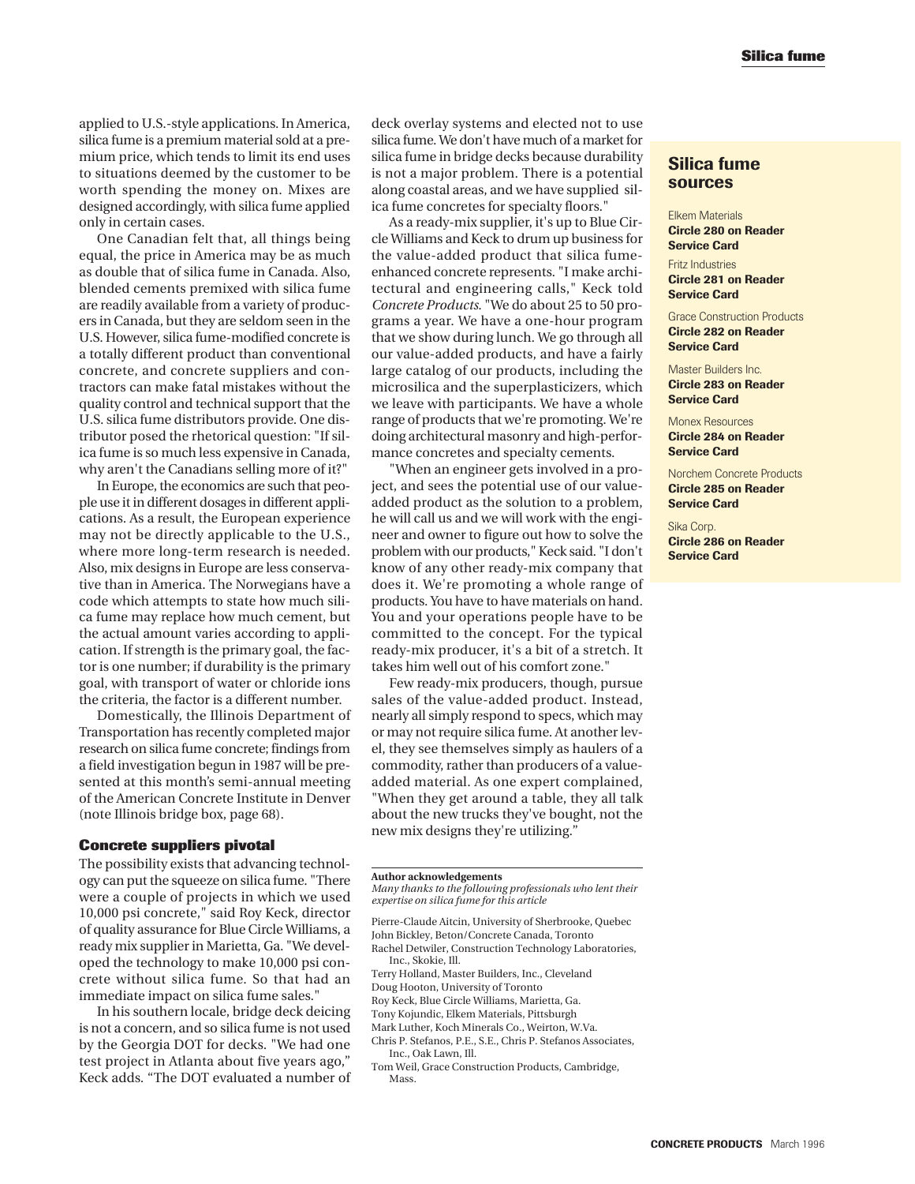applied to U.S.-style applications. In America, silica fume is a premium material sold at a premium price, which tends to limit its end uses to situations deemed by the customer to be worth spending the money on. Mixes are designed accordingly, with silica fume applied only in certain cases.

One Canadian felt that, all things being equal, the price in America may be as much as double that of silica fume in Canada. Also, blended cements premixed with silica fume are readily available from a variety of producers in Canada, but they are seldom seen in the U.S. However, silica fume-modified concrete is a totally different product than conventional concrete, and concrete suppliers and contractors can make fatal mistakes without the quality control and technical support that the U.S. silica fume distributors provide. One distributor posed the rhetorical question: "If silica fume is so much less expensive in Canada, why aren't the Canadians selling more of it?"

In Europe, the economics are such that people use it in different dosages in different applications. As a result, the European experience may not be directly applicable to the U.S., where more long-term research is needed. Also, mix designs in Europe are less conservative than in America. The Norwegians have a code which attempts to state how much silica fume may replace how much cement, but the actual amount varies according to application. If strength is the primary goal, the factor is one number; if durability is the primary goal, with transport of water or chloride ions the criteria, the factor is a different number.

Domestically, the Illinois Department of Transportation has recently completed major research on silica fume concrete; findings from a field investigation begun in 1987 will be presented at this month's semi-annual meeting of the American Concrete Institute in Denver (note Illinois bridge box, page 68).

### Concrete suppliers pivotal

The possibility exists that advancing technology can put the squeeze on silica fume. "There were a couple of projects in which we used 10,000 psi concrete," said Roy Keck, director of quality assurance for Blue Circle Williams, a ready mix supplier in Marietta, Ga. "We developed the technology to make 10,000 psi concrete without silica fume. So that had an immediate impact on silica fume sales."

In his southern locale, bridge deck deicing is not a concern, and so silica fume is not used by the Georgia DOT for decks. "We had one test project in Atlanta about five years ago," Keck adds. "The DOT evaluated a number of deck overlay systems and elected not to use silica fume. We don't have much of a market for silica fume in bridge decks because durability is not a major problem. There is a potential along coastal areas, and we have supplied silica fume concretes for specialty floors."

As a ready-mix supplier, it's up to Blue Circle Williams and Keck to drum up business for the value-added product that silica fume-enhanced concrete represents. "I make architectural and engineering calls," Keck told *Concrete Products*. "We do about 25 to 50 programs a year. We have a one-hour program that we show during lunch. We go through all our value-added products, and have a fairly large catalog of our products, including the microsilica and the superplasticizers, which we leave with participants. We have a whole range of products that we're promoting. We're doing architectural masonry and high-performance concretes and specialty cements.

"When an engineer gets involved in a project, and sees the potential use of our value-added product as the solution to a problem, he will call us and we will work with the engineer and owner to figure out how to solve the problem with our products," Keck said. "I don't know of any other ready-mix company that does it. We're promoting a whole range of products. You have to have materials on hand. You and your operations people have to be committed to the concept. For the typical ready-mix producer, it's a bit of a stretch. It takes him well out of his comfort zone."

Few ready-mix producers, though, pursue sales of the value-added product. Instead, nearly all simply respond to specs, which may or may not require silica fume. At another level, they see themselves simply as haulers of a commodity, rather than producers of a value-added material. As one expert complained, "When they get around a table, they all talk about the new trucks they've bought, not the new mix designs they're utilizing."

**Author acknowledgements**

*Many thanks to the following professionals who lent their expertise on silica fume for this article*

Pierre-Claude Aitcin, University of Sherbrooke, Quebec
John Bickley, Beton/Concrete Canada, Toronto
Rachel Detwiler, Construction Technology Laboratories, Inc., Skokie, Ill.
Terry Holland, Master Builders, Inc., Cleveland
Doug Hooton, University of Toronto
Roy Keck, Blue Circle Williams, Marietta, Ga.
Tony Kojundic, Elkem Materials, Pittsburgh
Mark Luther, Koch Minerals Co., Weirton, W.Va.
Chris P. Stefanos, P.E., S.E., Chris P. Stefanos Associates, Inc., Oak Lawn, Ill.
Tom Weil, Grace Construction Products, Cambridge, Mass.

## Silica fume sources

Elkem Materials
**Circle 280 on Reader Service Card**

Fritz Industries
**Circle 281 on Reader Service Card**

Grace Construction Products
**Circle 282 on Reader Service Card**

Master Builders Inc.
**Circle 283 on Reader Service Card**

Monex Resources
**Circle 284 on Reader Service Card**

Norchem Concrete Products
**Circle 285 on Reader Service Card**

Sika Corp.
**Circle 286 on Reader Service Card**